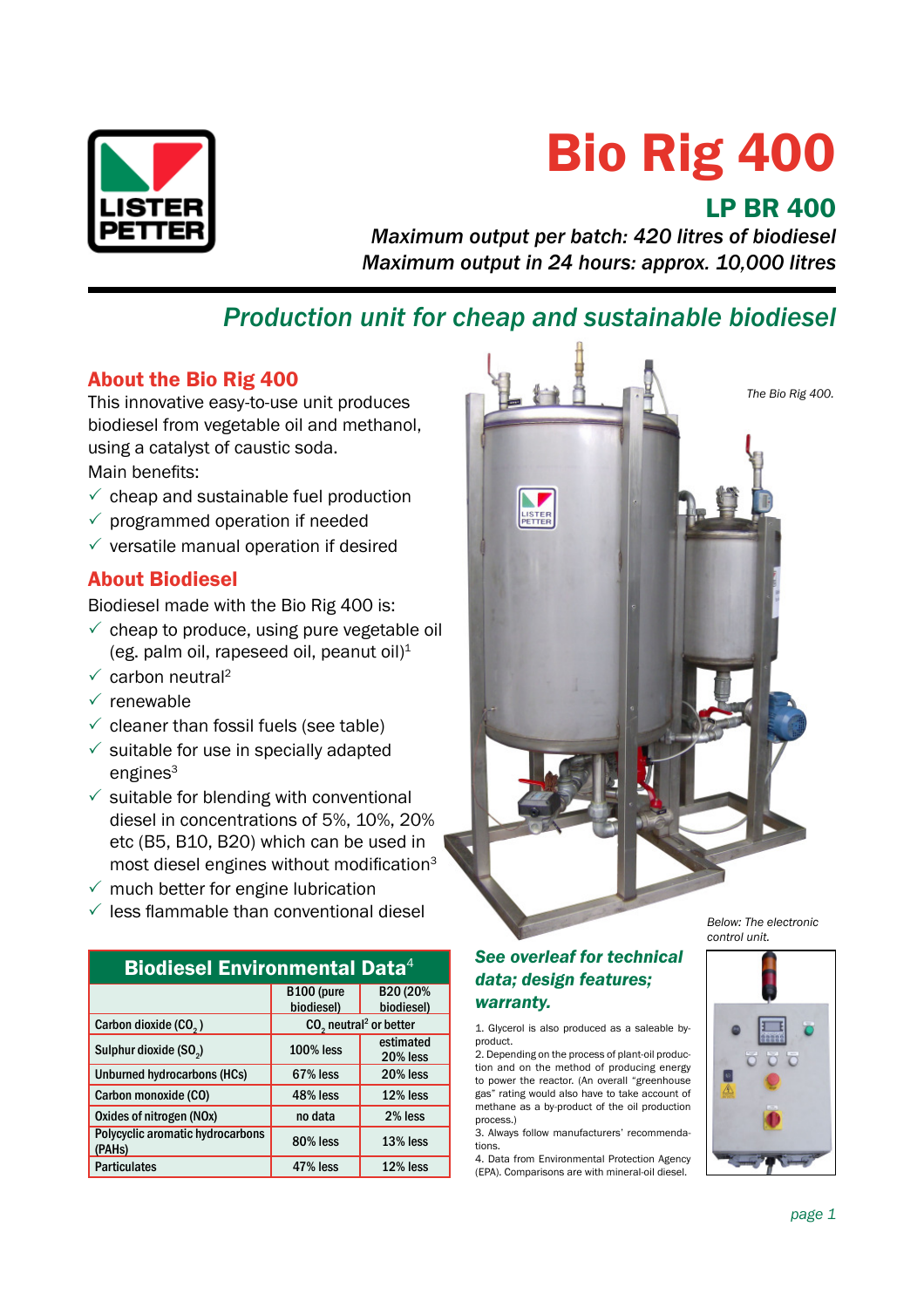# Bio Rig 400

## LP BR 400

*Maximum output per batch: 420 litres of biodiesel*
*Maximum output in 24 hours: approx. 10,000 litres*

## *Production unit for cheap and sustainable biodiesel*

### About the Bio Rig 400

This innovative easy-to-use unit produces biodiesel from vegetable oil and methanol, using a catalyst of caustic soda.

Main benefits:

- ✓ cheap and sustainable fuel production
- ✓ programmed operation if needed
- ✓ versatile manual operation if desired

### About Biodiesel

Biodiesel made with the Bio Rig 400 is:

- ✓ cheap to produce, using pure vegetable oil (eg. palm oil, rapeseed oil, peanut oil)[1]
- ✓ carbon neutral[2]
- ✓ renewable
- ✓ cleaner than fossil fuels (see table)
- ✓ suitable for use in specially adapted engines[3]
- ✓ suitable for blending with conventional diesel in concentrations of 5%, 10%, 20% etc (B5, B10, B20) which can be used in most diesel engines without modification[3]
- ✓ much better for engine lubrication
- ✓ less flammable than conventional diesel

*The Bio Rig 400.*

*Below: The electronic control unit.*

**Biodiesel Environmental Data**[4]

| | B100 (pure biodiesel) | B20 (20% biodiesel) |
|---|---|---|
| Carbon dioxide ($CO_2$) | $CO_2$ neutral[2] or better | |
| Sulphur dioxide ($SO_2$) | 100% less | estimated 20% less |
| Unburned hydrocarbons (HCs) | 67% less | 20% less |
| Carbon monoxide (CO) | 48% less | 12% less |
| Oxides of nitrogen (NOx) | no data | 2% less |
| Polycyclic aromatic hydrocarbons (PAHs) | 80% less | 13% less |
| Particulates | 47% less | 12% less |

***See overleaf for technical data; design features; warranty.***

1. Glycerol is also produced as a saleable by-product.
2. Depending on the process of plant-oil production and on the method of producing energy to power the reactor. (An overall "greenhouse gas" rating would also have to take account of methane as a by-product of the oil production process.)
3. Always follow manufacturers' recommendations.
4. Data from Environmental Protection Agency (EPA). Comparisons are with mineral-oil diesel.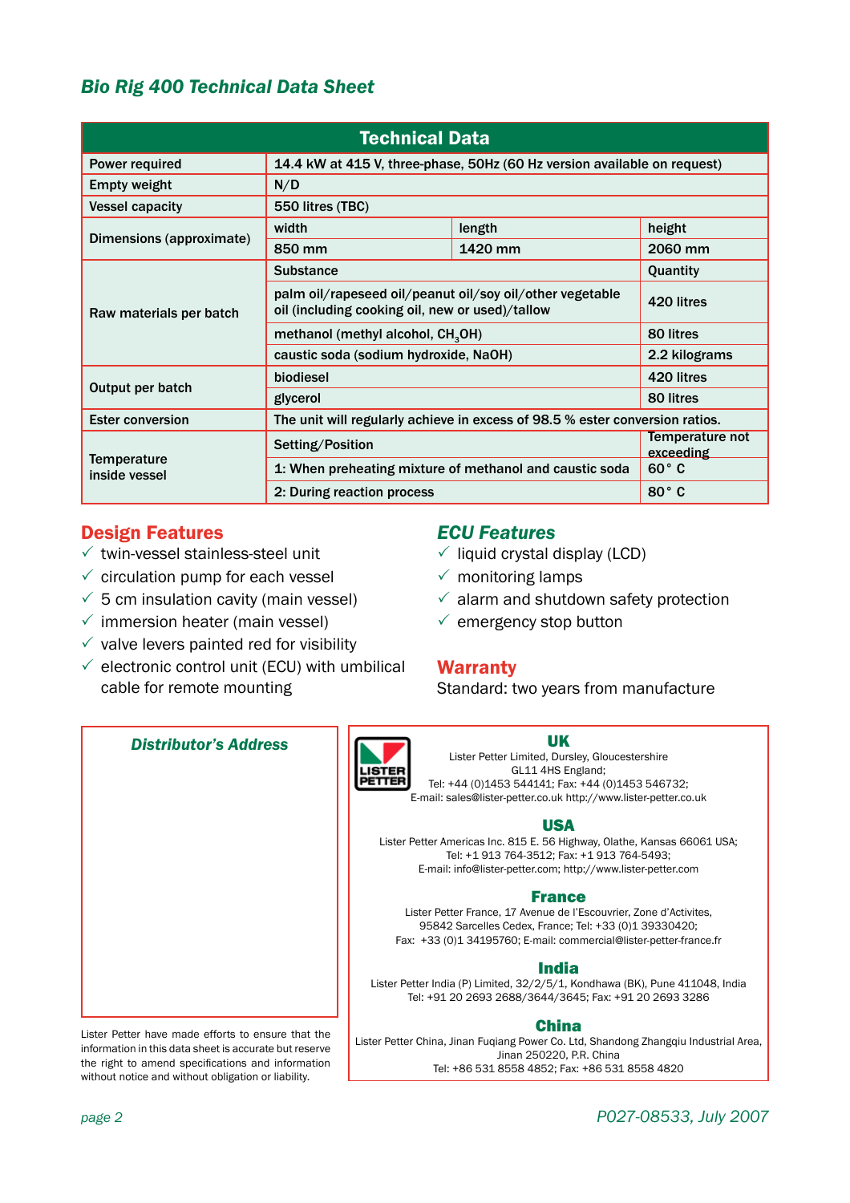# Bio Rig 400 Technical Data Sheet

| Technical Data | | | |
|---|---|---|---|
| Power required | 14.4 kW at 415 V, three-phase, 50Hz (60 Hz version available on request) | | |
| Empty weight | N/D | | |
| Vessel capacity | 550 litres (TBC) | | |
| Dimensions (approximate) | width | length | height |
| | 850 mm | 1420 mm | 2060 mm |
| Raw materials per batch | Substance | | Quantity |
| | palm oil/rapeseed oil/peanut oil/soy oil/other vegetable oil (including cooking oil, new or used)/tallow | | 420 litres |
| | methanol (methyl alcohol, $CH_3OH$) | | 80 litres |
| | caustic soda (sodium hydroxide, NaOH) | | 2.2 kilograms |
| Output per batch | biodiesel | | 420 litres |
| | glycerol | | 80 litres |
| Ester conversion | The unit will regularly achieve in excess of 98.5 % ester conversion ratios. | | |
| Temperature inside vessel | Setting/Position | | Temperature not exceeding |
| | 1: When preheating mixture of methanol and caustic soda | | 60° C |
| | 2: During reaction process | | 80° C |

## Design Features

- ✓ twin-vessel stainless-steel unit
- ✓ circulation pump for each vessel
- ✓ 5 cm insulation cavity (main vessel)
- ✓ immersion heater (main vessel)
- ✓ valve levers painted red for visibility
- ✓ electronic control unit (ECU) with umbilical cable for remote mounting

## ECU Features

- ✓ liquid crystal display (LCD)
- ✓ monitoring lamps
- ✓ alarm and shutdown safety protection
- ✓ emergency stop button

## Warranty

Standard: two years from manufacture

### Distributor's Address

Lister Petter have made efforts to ensure that the information in this data sheet is accurate but reserve the right to amend specifications and information without notice and without obligation or liability.

LISTER PETTER

### UK

Lister Petter Limited, Dursley, Gloucestershire
GL11 4HS England;
Tel: +44 (0)1453 544141; Fax: +44 (0)1453 546732;
E-mail: sales@lister-petter.co.uk http://www.lister-petter.co.uk

### USA

Lister Petter Americas Inc. 815 E. 56 Highway, Olathe, Kansas 66061 USA;
Tel: +1 913 764-3512; Fax: +1 913 764-5493;
E-mail: info@lister-petter.com; http://www.lister-petter.com

### France

Lister Petter France, 17 Avenue de l'Escouvrier, Zone d'Activites,
95842 Sarcelles Cedex, France; Tel: +33 (0)1 39330420;
Fax: +33 (0)1 34195760; E-mail: commercial@lister-petter-france.fr

### India

Lister Petter India (P) Limited, 32/2/5/1, Kondhawa (BK), Pune 411048, India
Tel: +91 20 2693 2688/3644/3645; Fax: +91 20 2693 3286

### China

Lister Petter China, Jinan Fuqiang Power Co. Ltd, Shandong Zhangqiu Industrial Area,
Jinan 250220, P.R. China
Tel: +86 531 8558 4852; Fax: +86 531 8558 4820

P027-08533, July 2007